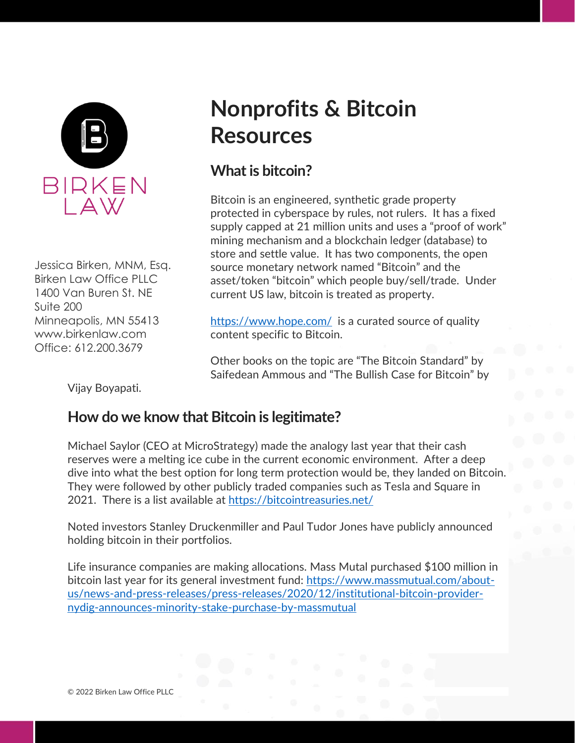BIRKEN LAW

Jessica Birken, MNM, Esq.
Birken Law Office PLLC
1400 Van Buren St. NE
Suite 200
Minneapolis, MN 55413
www.birkenlaw.com
Office: 612.200.3679

# Nonprofits & Bitcoin Resources

## What is bitcoin?

Bitcoin is an engineered, synthetic grade property protected in cyberspace by rules, not rulers. It has a fixed supply capped at 21 million units and uses a "proof of work" mining mechanism and a blockchain ledger (database) to store and settle value. It has two components, the open source monetary network named "Bitcoin" and the asset/token "bitcoin" which people buy/sell/trade. Under current US law, bitcoin is treated as property.

https://www.hope.com/ is a curated source of quality content specific to Bitcoin.

Other books on the topic are "The Bitcoin Standard" by Saifedean Ammous and "The Bullish Case for Bitcoin" by Vijay Boyapati.

## How do we know that Bitcoin is legitimate?

Michael Saylor (CEO at MicroStrategy) made the analogy last year that their cash reserves were a melting ice cube in the current economic environment. After a deep dive into what the best option for long term protection would be, they landed on Bitcoin. They were followed by other publicly traded companies such as Tesla and Square in 2021. There is a list available at https://bitcointreasuries.net/

Noted investors Stanley Druckenmiller and Paul Tudor Jones have publicly announced holding bitcoin in their portfolios.

Life insurance companies are making allocations. Mass Mutual purchased $100 million in bitcoin last year for its general investment fund: https://www.massmutual.com/about-us/news-and-press-releases/press-releases/2020/12/institutional-bitcoin-provider-nydig-announces-minority-stake-purchase-by-massmutual

© 2022 Birken Law Office PLLC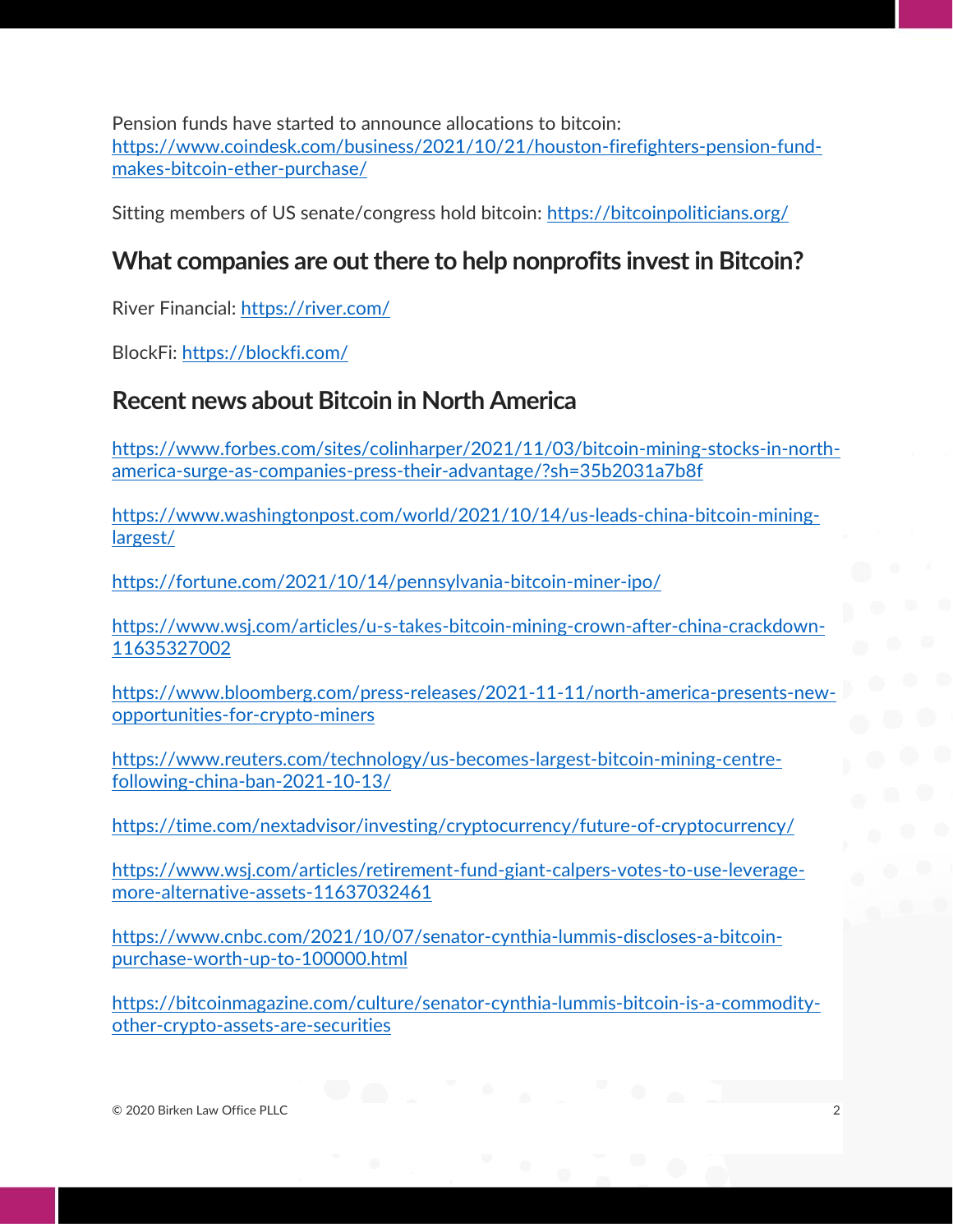Pension funds have started to announce allocations to bitcoin: https://www.coindesk.com/business/2021/10/21/houston-firefighters-pension-fund-makes-bitcoin-ether-purchase/

Sitting members of US senate/congress hold bitcoin: https://bitcoinpoliticians.org/

## What companies are out there to help nonprofits invest in Bitcoin?

River Financial: https://river.com/

BlockFi: https://blockfi.com/

## Recent news about Bitcoin in North America

https://www.forbes.com/sites/colinharper/2021/11/03/bitcoin-mining-stocks-in-north-america-surge-as-companies-press-their-advantage/?sh=35b2031a7b8f

https://www.washingtonpost.com/world/2021/10/14/us-leads-china-bitcoin-mining-largest/

https://fortune.com/2021/10/14/pennsylvania-bitcoin-miner-ipo/

https://www.wsj.com/articles/u-s-takes-bitcoin-mining-crown-after-china-crackdown-11635327002

https://www.bloomberg.com/press-releases/2021-11-11/north-america-presents-new-opportunities-for-crypto-miners

https://www.reuters.com/technology/us-becomes-largest-bitcoin-mining-centre-following-china-ban-2021-10-13/

https://time.com/nextadvisor/investing/cryptocurrency/future-of-cryptocurrency/

https://www.wsj.com/articles/retirement-fund-giant-calpers-votes-to-use-leverage-more-alternative-assets-11637032461

https://www.cnbc.com/2021/10/07/senator-cynthia-lummis-discloses-a-bitcoin-purchase-worth-up-to-100000.html

https://bitcoinmagazine.com/culture/senator-cynthia-lummis-bitcoin-is-a-commodity-other-crypto-assets-are-securities

© 2020 Birken Law Office PLLC